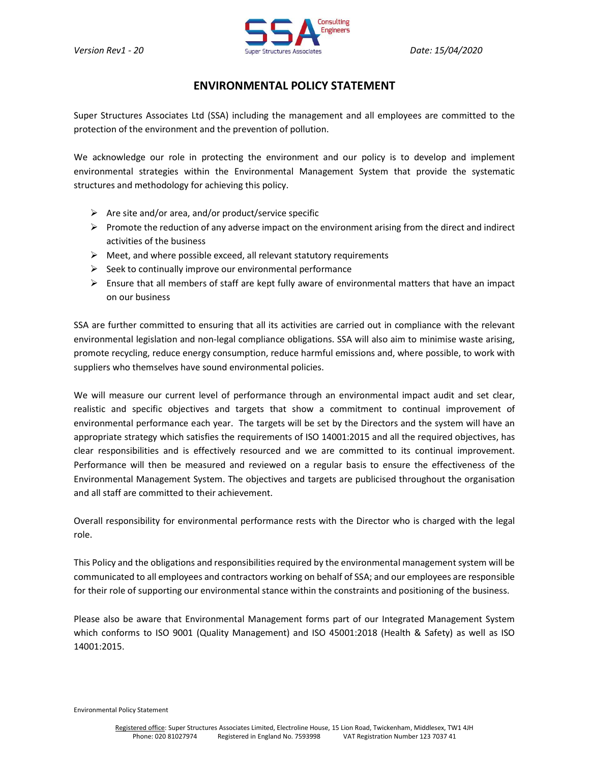*Version Rev1 - 20*

*Date: 15/04/2020*

# ENVIRONMENTAL POLICY STATEMENT

Super Structures Associates Ltd (SSA) including the management and all employees are committed to the protection of the environment and the prevention of pollution.

We acknowledge our role in protecting the environment and our policy is to develop and implement environmental strategies within the Environmental Management System that provide the systematic structures and methodology for achieving this policy.

- Are site and/or area, and/or product/service specific
- Promote the reduction of any adverse impact on the environment arising from the direct and indirect activities of the business
- Meet, and where possible exceed, all relevant statutory requirements
- Seek to continually improve our environmental performance
- Ensure that all members of staff are kept fully aware of environmental matters that have an impact on our business

SSA are further committed to ensuring that all its activities are carried out in compliance with the relevant environmental legislation and non-legal compliance obligations. SSA will also aim to minimise waste arising, promote recycling, reduce energy consumption, reduce harmful emissions and, where possible, to work with suppliers who themselves have sound environmental policies.

We will measure our current level of performance through an environmental impact audit and set clear, realistic and specific objectives and targets that show a commitment to continual improvement of environmental performance each year. The targets will be set by the Directors and the system will have an appropriate strategy which satisfies the requirements of ISO 14001:2015 and all the required objectives, has clear responsibilities and is effectively resourced and we are committed to its continual improvement. Performance will then be measured and reviewed on a regular basis to ensure the effectiveness of the Environmental Management System. The objectives and targets are publicised throughout the organisation and all staff are committed to their achievement.

Overall responsibility for environmental performance rests with the Director who is charged with the legal role.

This Policy and the obligations and responsibilities required by the environmental management system will be communicated to all employees and contractors working on behalf of SSA; and our employees are responsible for their role of supporting our environmental stance within the constraints and positioning of the business.

Please also be aware that Environmental Management forms part of our Integrated Management System which conforms to ISO 9001 (Quality Management) and ISO 45001:2018 (Health & Safety) as well as ISO 14001:2015.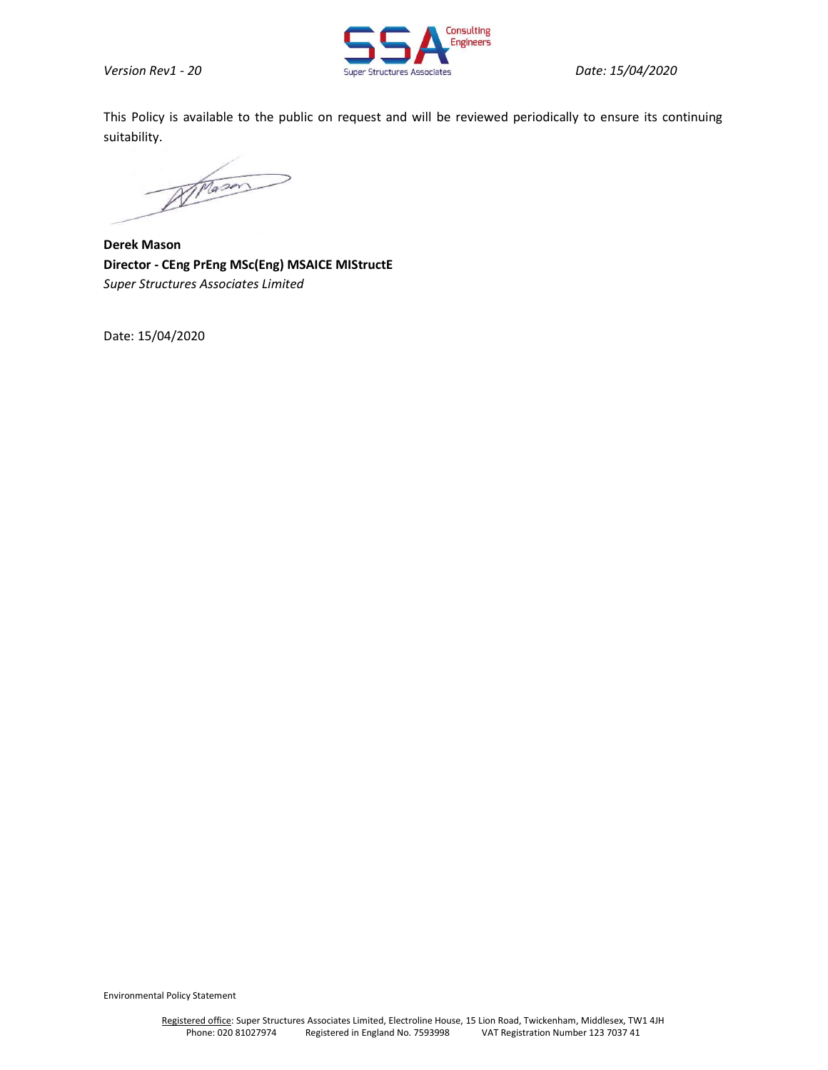This Policy is available to the public on request and will be reviewed periodically to ensure its continuing suitability.

**Derek Mason**
**Director - CEng PrEng MSc(Eng) MSAICE MIStructE**
*Super Structures Associates Limited*

Date: 15/04/2020